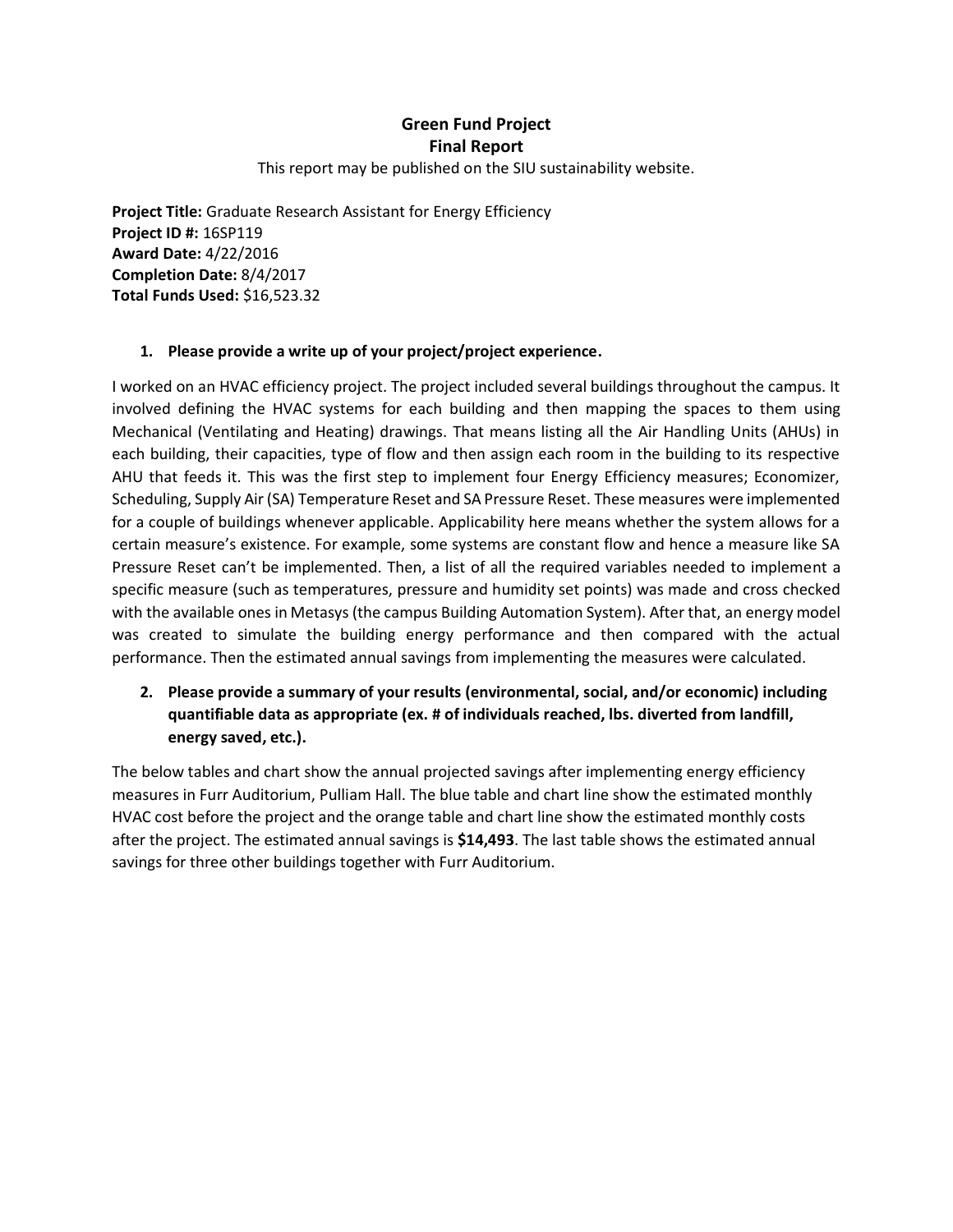# Green Fund Project
## Final Report

This report may be published on the SIU sustainability website.

**Project Title:** Graduate Research Assistant for Energy Efficiency
**Project ID #:** 16SP119
**Award Date:** 4/22/2016
**Completion Date:** 8/4/2017
**Total Funds Used:** $16,523.32

1. **Please provide a write up of your project/project experience.**

I worked on an HVAC efficiency project. The project included several buildings throughout the campus. It involved defining the HVAC systems for each building and then mapping the spaces to them using Mechanical (Ventilating and Heating) drawings. That means listing all the Air Handling Units (AHUs) in each building, their capacities, type of flow and then assign each room in the building to its respective AHU that feeds it. This was the first step to implement four Energy Efficiency measures; Economizer, Scheduling, Supply Air (SA) Temperature Reset and SA Pressure Reset. These measures were implemented for a couple of buildings whenever applicable. Applicability here means whether the system allows for a certain measure's existence. For example, some systems are constant flow and hence a measure like SA Pressure Reset can't be implemented. Then, a list of all the required variables needed to implement a specific measure (such as temperatures, pressure and humidity set points) was made and cross checked with the available ones in Metasys (the campus Building Automation System). After that, an energy model was created to simulate the building energy performance and then compared with the actual performance. Then the estimated annual savings from implementing the measures were calculated.

2. **Please provide a summary of your results (environmental, social, and/or economic) including quantifiable data as appropriate (ex. # of individuals reached, lbs. diverted from landfill, energy saved, etc.).**

The below tables and chart show the annual projected savings after implementing energy efficiency measures in Furr Auditorium, Pulliam Hall. The blue table and chart line show the estimated monthly HVAC cost before the project and the orange table and chart line show the estimated monthly costs after the project. The estimated annual savings is **$14,493**. The last table shows the estimated annual savings for three other buildings together with Furr Auditorium.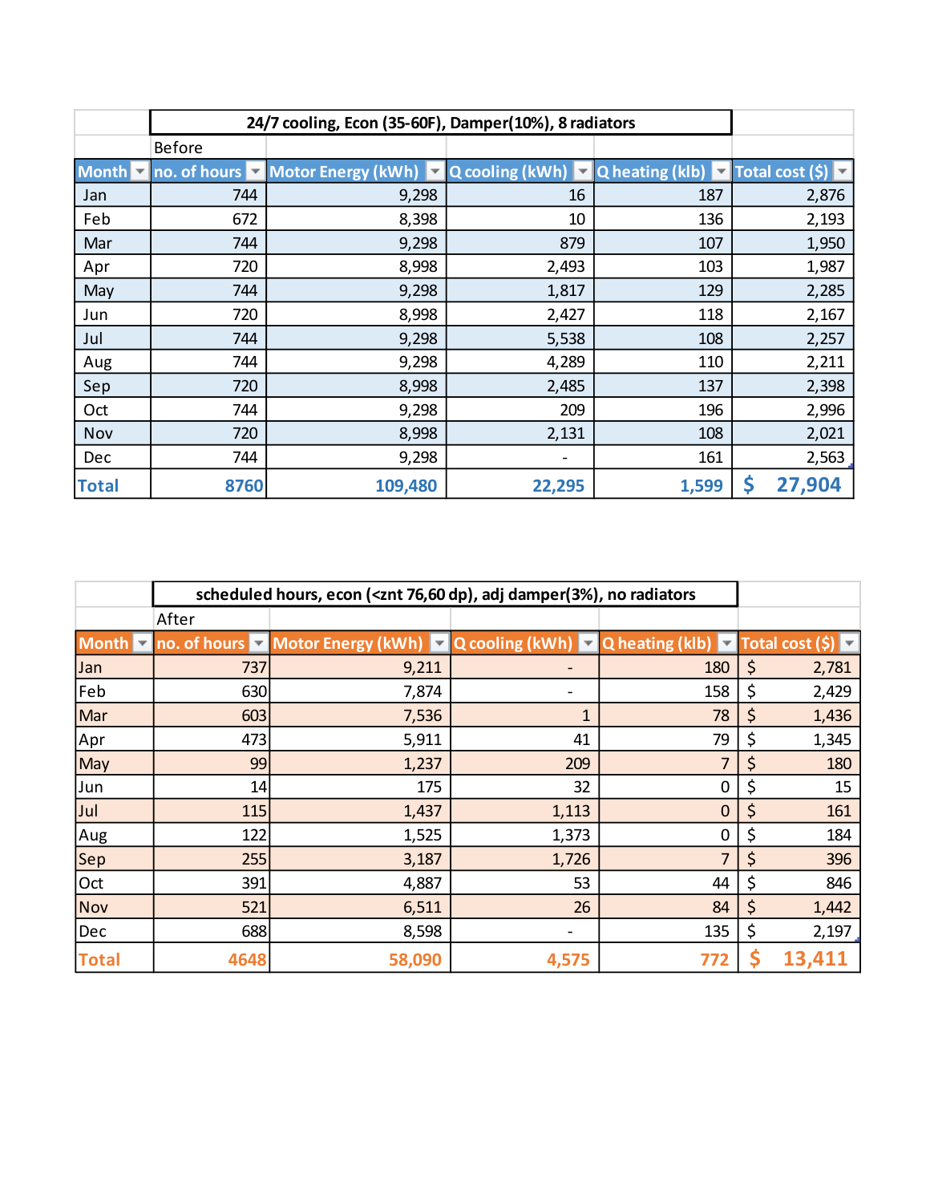| | 24/7 cooling, Econ (35-60F), Damper(10%), 8 radiators | | | | |
|---|---|---|---|---|---|
| | Before | | | | |
| Month | no. of hours | Motor Energy (kWh) | Q cooling (kWh) | Q heating (klb) | Total cost ($) |
| Jan | 744 | 9,298 | 16 | 187 | 2,876 |
| Feb | 672 | 8,398 | 10 | 136 | 2,193 |
| Mar | 744 | 9,298 | 879 | 107 | 1,950 |
| Apr | 720 | 8,998 | 2,493 | 103 | 1,987 |
| May | 744 | 9,298 | 1,817 | 129 | 2,285 |
| Jun | 720 | 8,998 | 2,427 | 118 | 2,167 |
| Jul | 744 | 9,298 | 5,538 | 108 | 2,257 |
| Aug | 744 | 9,298 | 4,289 | 110 | 2,211 |
| Sep | 720 | 8,998 | 2,485 | 137 | 2,398 |
| Oct | 744 | 9,298 | 209 | 196 | 2,996 |
| Nov | 720 | 8,998 | 2,131 | 108 | 2,021 |
| Dec | 744 | 9,298 | - | 161 | 2,563 |
| **Total** | **8760** | **109,480** | **22,295** | **1,599** | **$ 27,904** |

| | scheduled hours, econ (<znt 76,60 dp), adj damper(3%), no radiators | | | | |
|---|---|---|---|---|---|
| | After | | | | |
| Month | no. of hours | Motor Energy (kWh) | Q cooling (kWh) | Q heating (klb) | Total cost ($) |
| Jan | 737 | 9,211 | - | 180 | $ 2,781 |
| Feb | 630 | 7,874 | - | 158 | $ 2,429 |
| Mar | 603 | 7,536 | 1 | 78 | $ 1,436 |
| Apr | 473 | 5,911 | 41 | 79 | $ 1,345 |
| May | 99 | 1,237 | 209 | 7 | $ 180 |
| Jun | 14 | 175 | 32 | 0 | $ 15 |
| Jul | 115 | 1,437 | 1,113 | 0 | $ 161 |
| Aug | 122 | 1,525 | 1,373 | 0 | $ 184 |
| Sep | 255 | 3,187 | 1,726 | 7 | $ 396 |
| Oct | 391 | 4,887 | 53 | 44 | $ 846 |
| Nov | 521 | 6,511 | 26 | 84 | $ 1,442 |
| Dec | 688 | 8,598 | - | 135 | $ 2,197 |
| **Total** | **4648** | **58,090** | **4,575** | **772** | **$ 13,411** |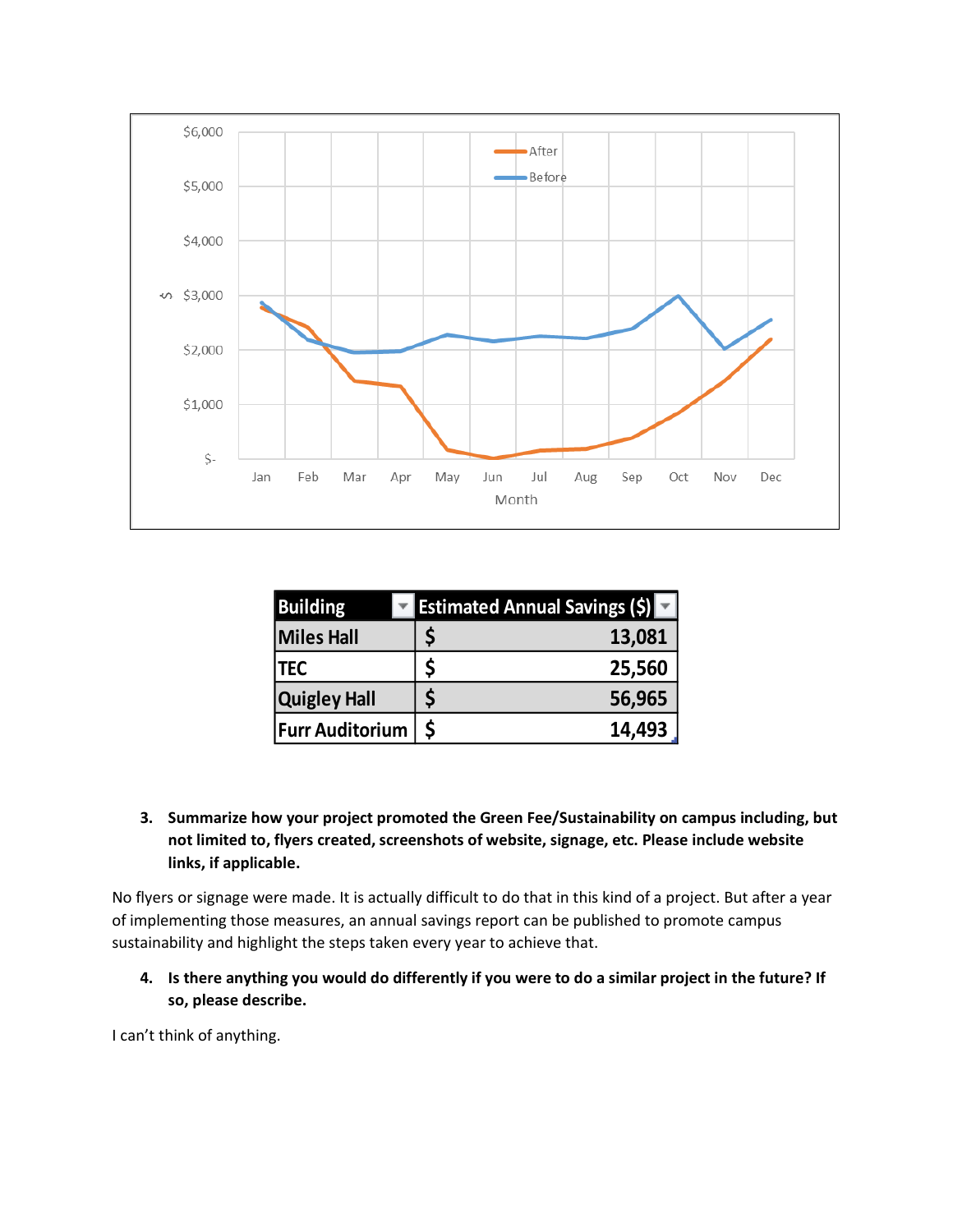| Building | Estimated Annual Savings ($) |
| --- | --- |
| Miles Hall | $ 13,081 |
| TEC | $ 25,560 |
| Quigley Hall | $ 56,965 |
| Furr Auditorium | $ 14,493 |

3. **Summarize how your project promoted the Green Fee/Sustainability on campus including, but not limited to, flyers created, screenshots of website, signage, etc. Please include website links, if applicable.**

No flyers or signage were made. It is actually difficult to do that in this kind of a project. But after a year of implementing those measures, an annual savings report can be published to promote campus sustainability and highlight the steps taken every year to achieve that.

4. **Is there anything you would do differently if you were to do a similar project in the future? If so, please describe.**

I can't think of anything.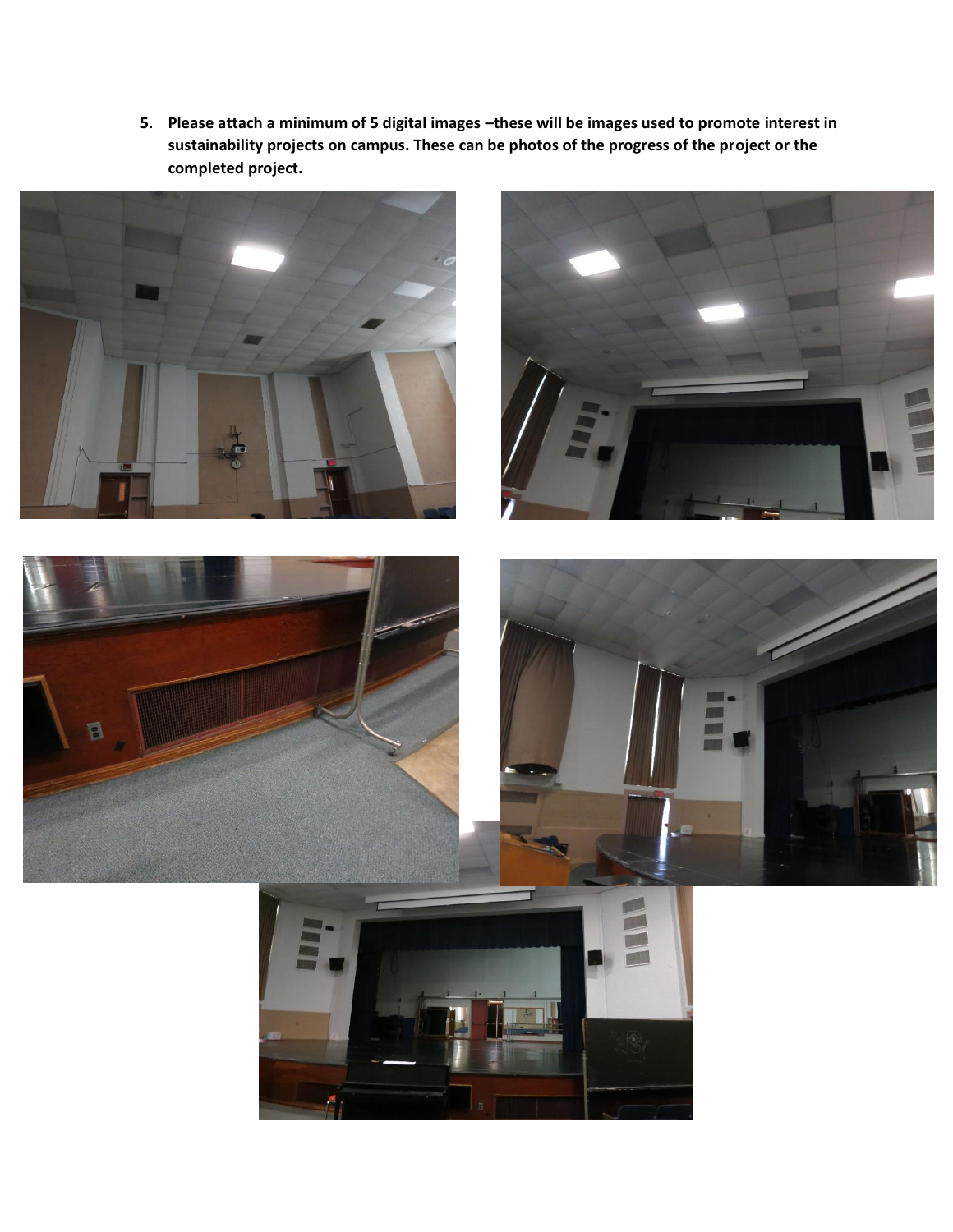5. **Please attach a minimum of 5 digital images –these will be images used to promote interest in sustainability projects on campus. These can be photos of the progress of the project or the completed project.**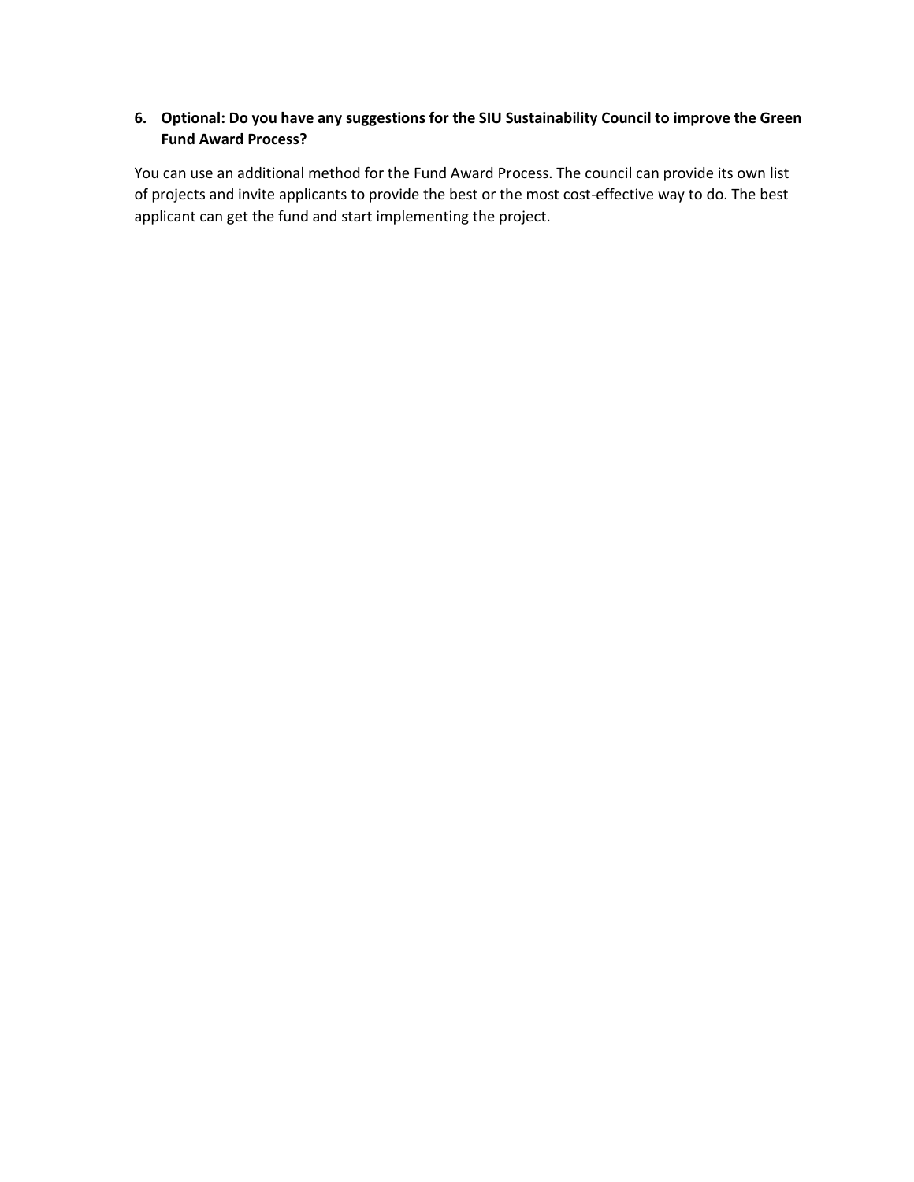**6. Optional: Do you have any suggestions for the SIU Sustainability Council to improve the Green Fund Award Process?**

You can use an additional method for the Fund Award Process. The council can provide its own list of projects and invite applicants to provide the best or the most cost-effective way to do. The best applicant can get the fund and start implementing the project.